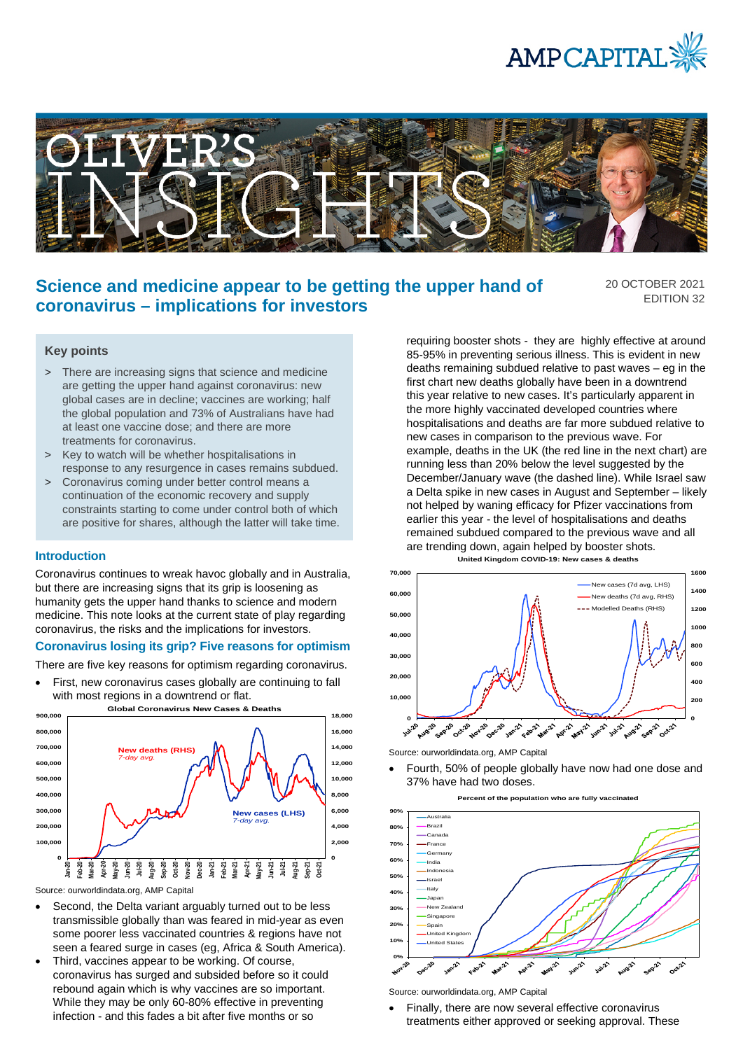# Science and medicine appear to be getting the upper hand of coronavirus – implications for investors

20 OCTOBER 2021
EDITION 32

## Key points

> There are increasing signs that science and medicine are getting the upper hand against coronavirus: new global cases are in decline; vaccines are working; half the global population and 73% of Australians have had at least one vaccine dose; and there are more treatments for coronavirus.

> Key to watch will be whether hospitalisations in response to any resurgence in cases remains subdued.

> Coronavirus coming under better control means a continuation of the economic recovery and supply constraints starting to come under control both of which are positive for shares, although the latter will take time.

## Introduction

Coronavirus continues to wreak havoc globally and in Australia, but there are increasing signs that its grip is loosening as humanity gets the upper hand thanks to science and modern medicine. This note looks at the current state of play regarding coronavirus, the risks and the implications for investors.

## Coronavirus losing its grip? Five reasons for optimism

There are five key reasons for optimism regarding coronavirus.

- First, new coronavirus cases globally are continuing to fall with most regions in a downtrend or flat.

Global Coronavirus New Cases & Deaths

Source: ourworldindata.org, AMP Capital

- Second, the Delta variant arguably turned out to be less transmissible globally than was feared in mid-year as even some poorer less vaccinated countries & regions have not seen a feared surge in cases (eg, Africa & South America).
- Third, vaccines appear to be working. Of course, coronavirus has surged and subsided before so it could rebound again which is why vaccines are so important. While they may be only 60-80% effective in preventing infection - and this fades a bit after five months or so requiring booster shots - they are highly effective at around 85-95% in preventing serious illness. This is evident in new deaths remaining subdued relative to past waves – eg in the first chart new deaths globally have been in a downtrend this year relative to new cases. It's particularly apparent in the more highly vaccinated developed countries where hospitalisations and deaths are far more subdued relative to new cases in comparison to the previous wave. For example, deaths in the UK (the red line in the next chart) are running less than 20% below the level suggested by the December/January wave (the dashed line). While Israel saw a Delta spike in new cases in August and September – likely not helped by waning efficacy for Pfizer vaccinations from earlier this year - the level of hospitalisations and deaths remained subdued compared to the previous wave and all are trending down, again helped by booster shots.

United Kingdom COVID-19: New cases & deaths

Source: ourworldindata.org, AMP Capital

- Fourth, 50% of people globally have now had one dose and 37% have had two doses.

Percent of the population who are fully vaccinated

Source: ourworldindata.org, AMP Capital

- Finally, there are now several effective coronavirus treatments either approved or seeking approval. These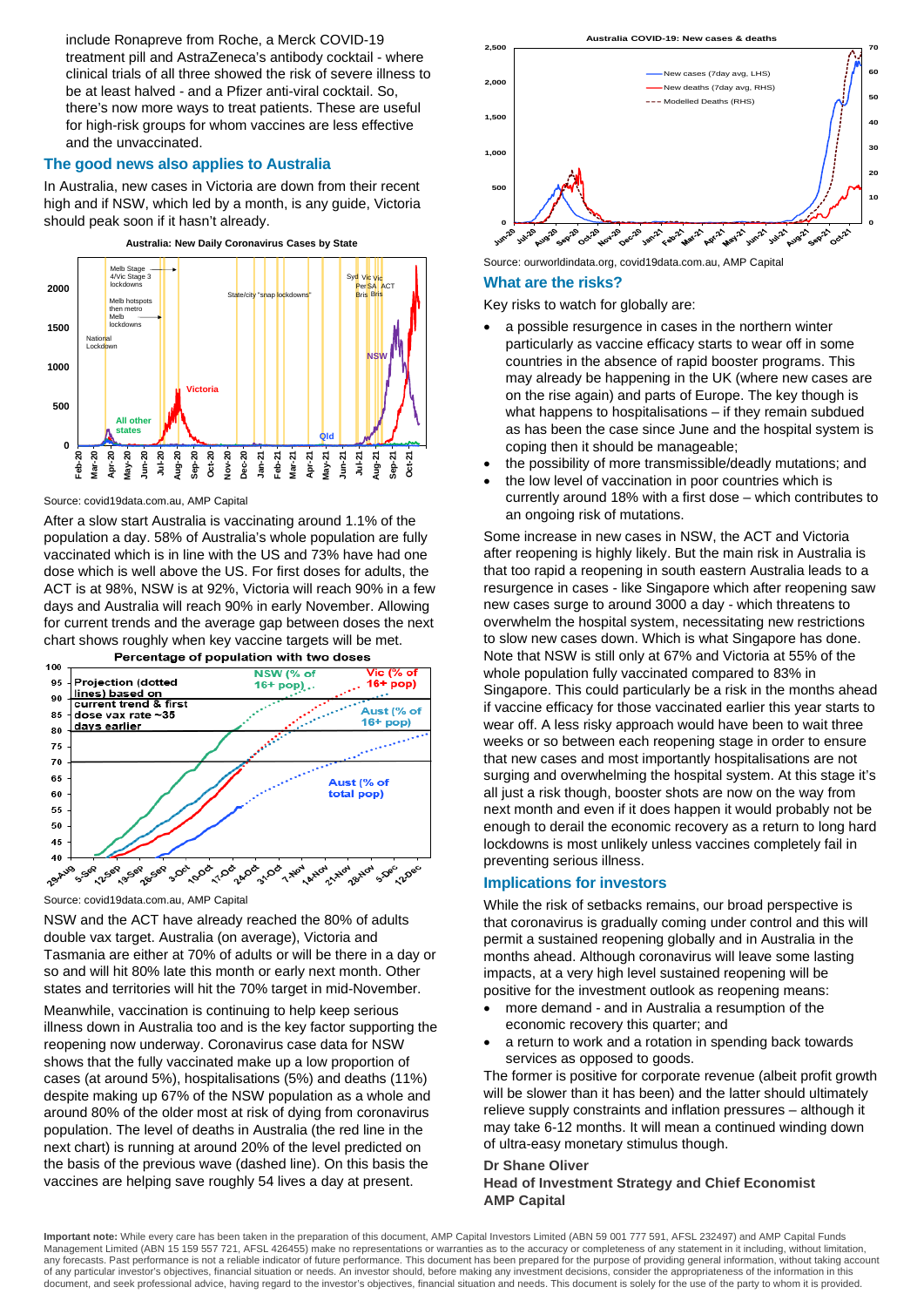include Ronapreve from Roche, a Merck COVID-19 treatment pill and AstraZeneca's antibody cocktail - where clinical trials of all three showed the risk of severe illness to be at least halved - and a Pfizer anti-viral cocktail. So, there's now more ways to treat patients. These are useful for high-risk groups for whom vaccines are less effective and the unvaccinated.

## The good news also applies to Australia

In Australia, new cases in Victoria are down from their recent high and if NSW, which led by a month, is any guide, Victoria should peak soon if it hasn't already.

**Australia: New Daily Coronavirus Cases by State**

Melb Stage 4/Vic Stage 3 lockdowns
Melb hotspots then metro
Melb lockdowns
National Lockdown
State/city "snap lockdowns"
Syd Vic Vic Per SA ACT Bris Bris
Victoria
NSW
All other states
Qld
2000
1500
1000
500
0
Feb-20 Mar-20 Apr-20 May-20 Jun-20 Jul-20 Aug-20 Sep-20 Oct-20 Nov-20 Dec-20 Jan-21 Feb-21 Mar-21 Apr-21 May-21 Jun-21 Jul-21 Aug-21 Sep-21 Oct-21

Source: covid19data.com.au, AMP Capital

After a slow start Australia is vaccinating around 1.1% of the population a day. 58% of Australia's whole population are fully vaccinated which is in line with the US and 73% have had one dose which is well above the US. For first doses for adults, the ACT is at 98%, NSW is at 92%, Victoria will reach 90% in a few days and Australia will reach 90% in early November. Allowing for current trends and the average gap between doses the next chart shows roughly when key vaccine targets will be met.

**Percentage of population with two doses**

Projection (dotted lines) based on current trend & first dose vax rate ~35 days earlier
NSW (% of 16+ pop)
Vic (% of 16+ pop)
Aust (% of 16+ pop)
Aust (% of total pop)
100
95
90
85
80
75
70
65
60
55
50
45
40
29-Aug 5-Sep 12-Sep 19-Sep 26-Sep 3-Oct 10-Oct 17-Oct 24-Oct 31-Oct 7-Nov 14-Nov 21-Nov 28-Nov 5-Dec 12-Dec

Source: covid19data.com.au, AMP Capital

NSW and the ACT have already reached the 80% of adults double vax target. Australia (on average), Victoria and Tasmania are either at 70% of adults or will be there in a day or so and will hit 80% late this month or early next month. Other states and territories will hit the 70% target in mid-November.

Meanwhile, vaccination is continuing to help keep serious illness down in Australia too and is the key factor supporting the reopening now underway. Coronavirus case data for NSW shows that the fully vaccinated make up a low proportion of cases (at around 5%), hospitalisations (5%) and deaths (11%) despite making up 67% of the NSW population as a whole and around 80% of the older most at risk of dying from coronavirus population. The level of deaths in Australia (the red line in the next chart) is running at around 20% of the level predicted on the basis of the previous wave (dashed line). On this basis the vaccines are helping save roughly 54 lives a day at present.

**Australia COVID-19: New cases & deaths**

New cases (7day avg, LHS)
New deaths (7day avg, RHS)
Modelled Deaths (RHS)
2,500
2,000
1,500
1,000
500
0
70
60
50
40
30
20
10
0
Jun-20 Jul-20 Aug-20 Sep-20 Oct-20 Nov-20 Dec-20 Jan-21 Feb-21 Mar-21 Apr-21 May-21 Jun-21 Jul-21 Aug-21 Sep-21 Oct-21

Source: ourworldindata.org, covid19data.com.au, AMP Capital

## What are the risks?

Key risks to watch for globally are:

- a possible resurgence in cases in the northern winter particularly as vaccine efficacy starts to wear off in some countries in the absence of rapid booster programs. This may already be happening in the UK (where new cases are on the rise again) and parts of Europe. The key though is what happens to hospitalisations – if they remain subdued as has been the case since June and the hospital system is coping then it should be manageable;
- the possibility of more transmissible/deadly mutations; and
- the low level of vaccination in poor countries which is currently around 18% with a first dose – which contributes to an ongoing risk of mutations.

Some increase in new cases in NSW, the ACT and Victoria after reopening is highly likely. But the main risk in Australia is that too rapid a reopening in south eastern Australia leads to a resurgence in cases - like Singapore which after reopening saw new cases surge to around 3000 a day - which threatens to overwhelm the hospital system, necessitating new restrictions to slow new cases down. Which is what Singapore has done. Note that NSW is still only at 67% and Victoria at 55% of the whole population fully vaccinated compared to 83% in Singapore. This could particularly be a risk in the months ahead if vaccine efficacy for those vaccinated earlier this year starts to wear off. A less risky approach would have been to wait three weeks or so between each reopening stage in order to ensure that new cases and most importantly hospitalisations are not surging and overwhelming the hospital system. At this stage it's all just a risk though, booster shots are now on the way from next month and even if it does happen it would probably not be enough to derail the economic recovery as a return to long hard lockdowns is most unlikely unless vaccines completely fail in preventing serious illness.

## Implications for investors

While the risk of setbacks remains, our broad perspective is that coronavirus is gradually coming under control and this will permit a sustained reopening globally and in Australia in the months ahead. Although coronavirus will leave some lasting impacts, at a very high level sustained reopening will be positive for the investment outlook as reopening means:

- more demand - and in Australia a resumption of the economic recovery this quarter; and
- a return to work and a rotation in spending back towards services as opposed to goods.

The former is positive for corporate revenue (albeit profit growth will be slower than it has been) and the latter should ultimately relieve supply constraints and inflation pressures – although it may take 6-12 months. It will mean a continued winding down of ultra-easy monetary stimulus though.

**Dr Shane Oliver**
**Head of Investment Strategy and Chief Economist**
**AMP Capital**

**Important note:** While every care has been taken in the preparation of this document, AMP Capital Investors Limited (ABN 59 001 777 591, AFSL 232497) and AMP Capital Funds Management Limited (ABN 15 159 557 721, AFSL 426455) make no representations or warranties as to the accuracy or completeness of any statement in it including, without limitation, any forecasts. Past performance is not a reliable indicator of future performance. This document has been prepared for the purpose of providing general information, without taking account of any particular investor's objectives, financial situation or needs. An investor should, before making any investment decisions, consider the appropriateness of the information in this document, and seek professional advice, having regard to the investor's objectives, financial situation and needs. This document is solely for the use of the party to whom it is provided.